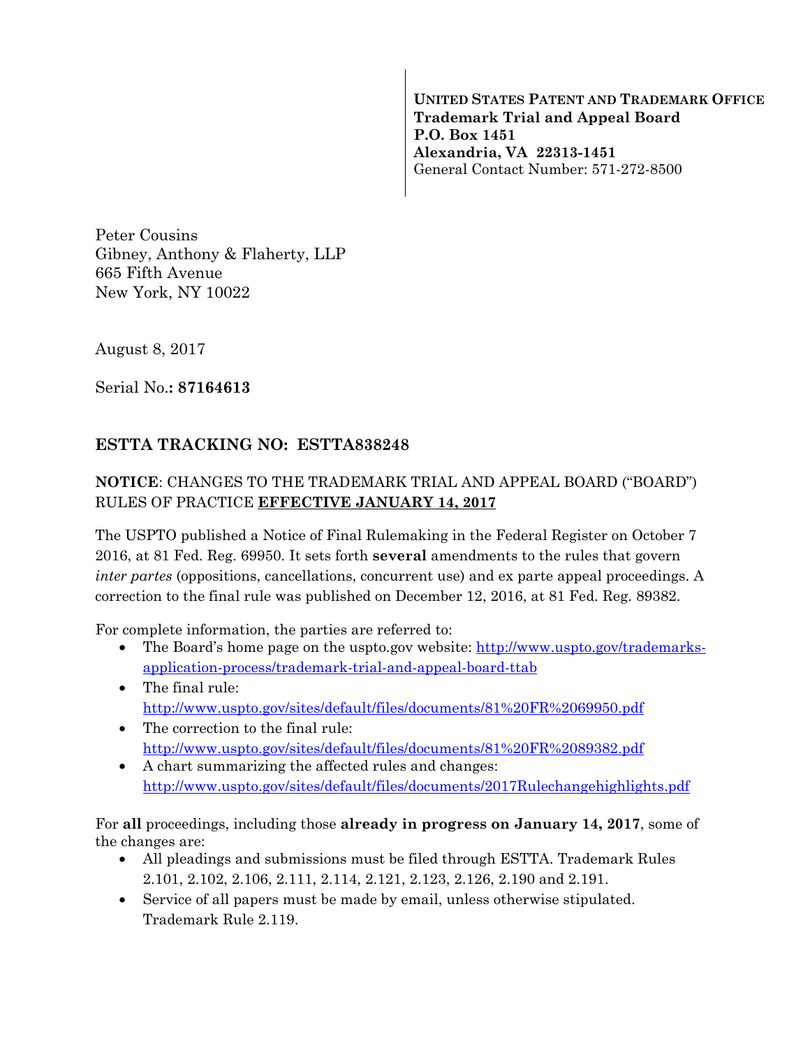**UNITED STATES PATENT AND TRADEMARK OFFICE**
**Trademark Trial and Appeal Board**
**P.O. Box 1451**
**Alexandria, VA 22313-1451**
General Contact Number: 571-272-8500

Peter Cousins
Gibney, Anthony & Flaherty, LLP
665 Fifth Avenue
New York, NY 10022

August 8, 2017

Serial No.**: 87164613**

## ESTTA TRACKING NO: ESTTA838248

**NOTICE**: CHANGES TO THE TRADEMARK TRIAL AND APPEAL BOARD ("BOARD") RULES OF PRACTICE **EFFECTIVE JANUARY 14, 2017**

The USPTO published a Notice of Final Rulemaking in the Federal Register on October 7 2016, at 81 Fed. Reg. 69950. It sets forth **several** amendments to the rules that govern *inter partes* (oppositions, cancellations, concurrent use) and ex parte appeal proceedings. A correction to the final rule was published on December 12, 2016, at 81 Fed. Reg. 89382.

For complete information, the parties are referred to:

- The Board's home page on the uspto.gov website: http://www.uspto.gov/trademarks-application-process/trademark-trial-and-appeal-board-ttab
- The final rule: http://www.uspto.gov/sites/default/files/documents/81%20FR%2069950.pdf
- The correction to the final rule: http://www.uspto.gov/sites/default/files/documents/81%20FR%2089382.pdf
- A chart summarizing the affected rules and changes: http://www.uspto.gov/sites/default/files/documents/2017Rulechangehighlights.pdf

For **all** proceedings, including those **already in progress on January 14, 2017**, some of the changes are:

- All pleadings and submissions must be filed through ESTTA. Trademark Rules 2.101, 2.102, 2.106, 2.111, 2.114, 2.121, 2.123, 2.126, 2.190 and 2.191.
- Service of all papers must be made by email, unless otherwise stipulated. Trademark Rule 2.119.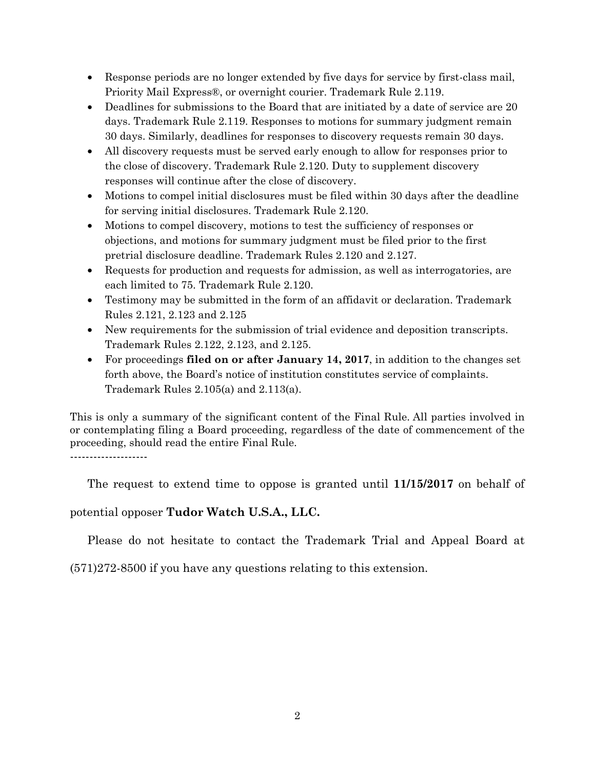- Response periods are no longer extended by five days for service by first-class mail, Priority Mail Express®, or overnight courier. Trademark Rule 2.119.
- Deadlines for submissions to the Board that are initiated by a date of service are 20 days. Trademark Rule 2.119. Responses to motions for summary judgment remain 30 days. Similarly, deadlines for responses to discovery requests remain 30 days.
- All discovery requests must be served early enough to allow for responses prior to the close of discovery. Trademark Rule 2.120. Duty to supplement discovery responses will continue after the close of discovery.
- Motions to compel initial disclosures must be filed within 30 days after the deadline for serving initial disclosures. Trademark Rule 2.120.
- Motions to compel discovery, motions to test the sufficiency of responses or objections, and motions for summary judgment must be filed prior to the first pretrial disclosure deadline. Trademark Rules 2.120 and 2.127.
- Requests for production and requests for admission, as well as interrogatories, are each limited to 75. Trademark Rule 2.120.
- Testimony may be submitted in the form of an affidavit or declaration. Trademark Rules 2.121, 2.123 and 2.125
- New requirements for the submission of trial evidence and deposition transcripts. Trademark Rules 2.122, 2.123, and 2.125.
- For proceedings **filed on or after January 14, 2017**, in addition to the changes set forth above, the Board's notice of institution constitutes service of complaints. Trademark Rules 2.105(a) and 2.113(a).

This is only a summary of the significant content of the Final Rule. All parties involved in or contemplating filing a Board proceeding, regardless of the date of commencement of the proceeding, should read the entire Final Rule.

--------------------

The request to extend time to oppose is granted until **11/15/2017** on behalf of potential opposer **Tudor Watch U.S.A., LLC.**

Please do not hesitate to contact the Trademark Trial and Appeal Board at (571)272-8500 if you have any questions relating to this extension.